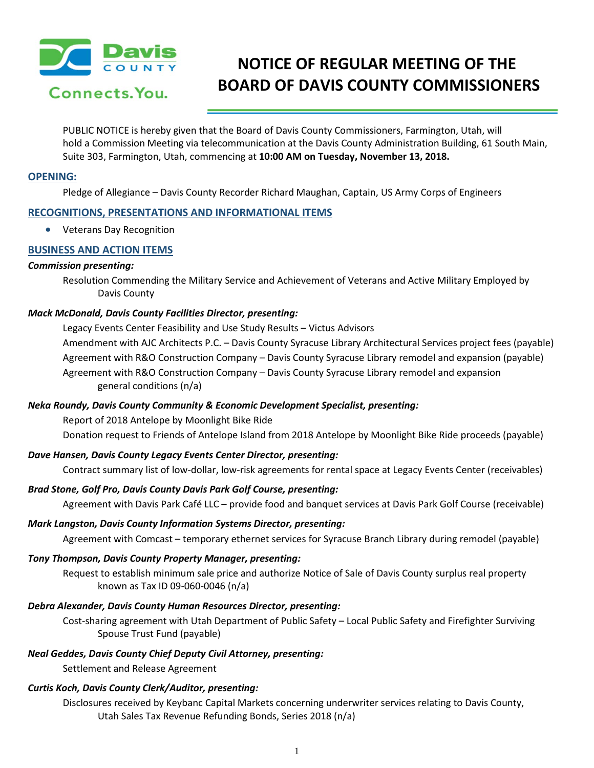# NOTICE OF REGULAR MEETING OF THE BOARD OF DAVIS COUNTY COMMISSIONERS

PUBLIC NOTICE is hereby given that the Board of Davis County Commissioners, Farmington, Utah, will hold a Commission Meeting via telecommunication at the Davis County Administration Building, 61 South Main, Suite 303, Farmington, Utah, commencing at **10:00 AM on Tuesday, November 13, 2018.**

## OPENING:

Pledge of Allegiance – Davis County Recorder Richard Maughan, Captain, US Army Corps of Engineers

## RECOGNITIONS, PRESENTATIONS AND INFORMATIONAL ITEMS

- Veterans Day Recognition

## BUSINESS AND ACTION ITEMS

***Commission presenting:***

Resolution Commending the Military Service and Achievement of Veterans and Active Military Employed by Davis County

***Mack McDonald, Davis County Facilities Director, presenting:***

Legacy Events Center Feasibility and Use Study Results – Victus Advisors

Amendment with AJC Architects P.C. – Davis County Syracuse Library Architectural Services project fees (payable)

Agreement with R&O Construction Company – Davis County Syracuse Library remodel and expansion (payable)

Agreement with R&O Construction Company – Davis County Syracuse Library remodel and expansion general conditions (n/a)

***Neka Roundy, Davis County Community & Economic Development Specialist, presenting:***

Report of 2018 Antelope by Moonlight Bike Ride

Donation request to Friends of Antelope Island from 2018 Antelope by Moonlight Bike Ride proceeds (payable)

***Dave Hansen, Davis County Legacy Events Center Director, presenting:***

Contract summary list of low-dollar, low-risk agreements for rental space at Legacy Events Center (receivables)

***Brad Stone, Golf Pro, Davis County Davis Park Golf Course, presenting:***

Agreement with Davis Park Café LLC – provide food and banquet services at Davis Park Golf Course (receivable)

***Mark Langston, Davis County Information Systems Director, presenting:***

Agreement with Comcast – temporary ethernet services for Syracuse Branch Library during remodel (payable)

***Tony Thompson, Davis County Property Manager, presenting:***

Request to establish minimum sale price and authorize Notice of Sale of Davis County surplus real property known as Tax ID 09-060-0046 (n/a)

***Debra Alexander, Davis County Human Resources Director, presenting:***

Cost-sharing agreement with Utah Department of Public Safety – Local Public Safety and Firefighter Surviving Spouse Trust Fund (payable)

***Neal Geddes, Davis County Chief Deputy Civil Attorney, presenting:***

Settlement and Release Agreement

***Curtis Koch, Davis County Clerk/Auditor, presenting:***

Disclosures received by Keybanc Capital Markets concerning underwriter services relating to Davis County, Utah Sales Tax Revenue Refunding Bonds, Series 2018 (n/a)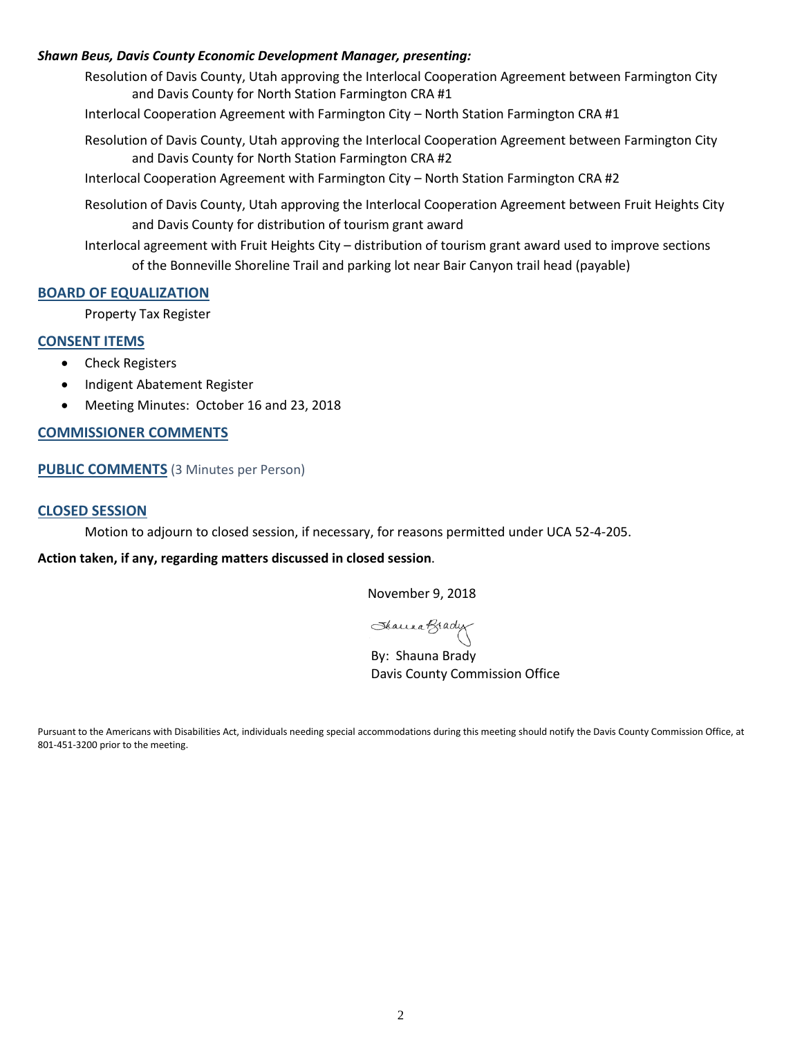***Shawn Beus, Davis County Economic Development Manager, presenting:***

Resolution of Davis County, Utah approving the Interlocal Cooperation Agreement between Farmington City and Davis County for North Station Farmington CRA #1

Interlocal Cooperation Agreement with Farmington City – North Station Farmington CRA #1

Resolution of Davis County, Utah approving the Interlocal Cooperation Agreement between Farmington City and Davis County for North Station Farmington CRA #2

Interlocal Cooperation Agreement with Farmington City – North Station Farmington CRA #2

Resolution of Davis County, Utah approving the Interlocal Cooperation Agreement between Fruit Heights City and Davis County for distribution of tourism grant award

Interlocal agreement with Fruit Heights City – distribution of tourism grant award used to improve sections of the Bonneville Shoreline Trail and parking lot near Bair Canyon trail head (payable)

## BOARD OF EQUALIZATION

Property Tax Register

## CONSENT ITEMS

- Check Registers
- Indigent Abatement Register
- Meeting Minutes: October 16 and 23, 2018

## COMMISSIONER COMMENTS

## PUBLIC COMMENTS (3 Minutes per Person)

## CLOSED SESSION

Motion to adjourn to closed session, if necessary, for reasons permitted under UCA 52-4-205.

**Action taken, if any, regarding matters discussed in closed session**.

November 9, 2018

Shauna Brady

By: Shauna Brady
Davis County Commission Office

Pursuant to the Americans with Disabilities Act, individuals needing special accommodations during this meeting should notify the Davis County Commission Office, at 801-451-3200 prior to the meeting.